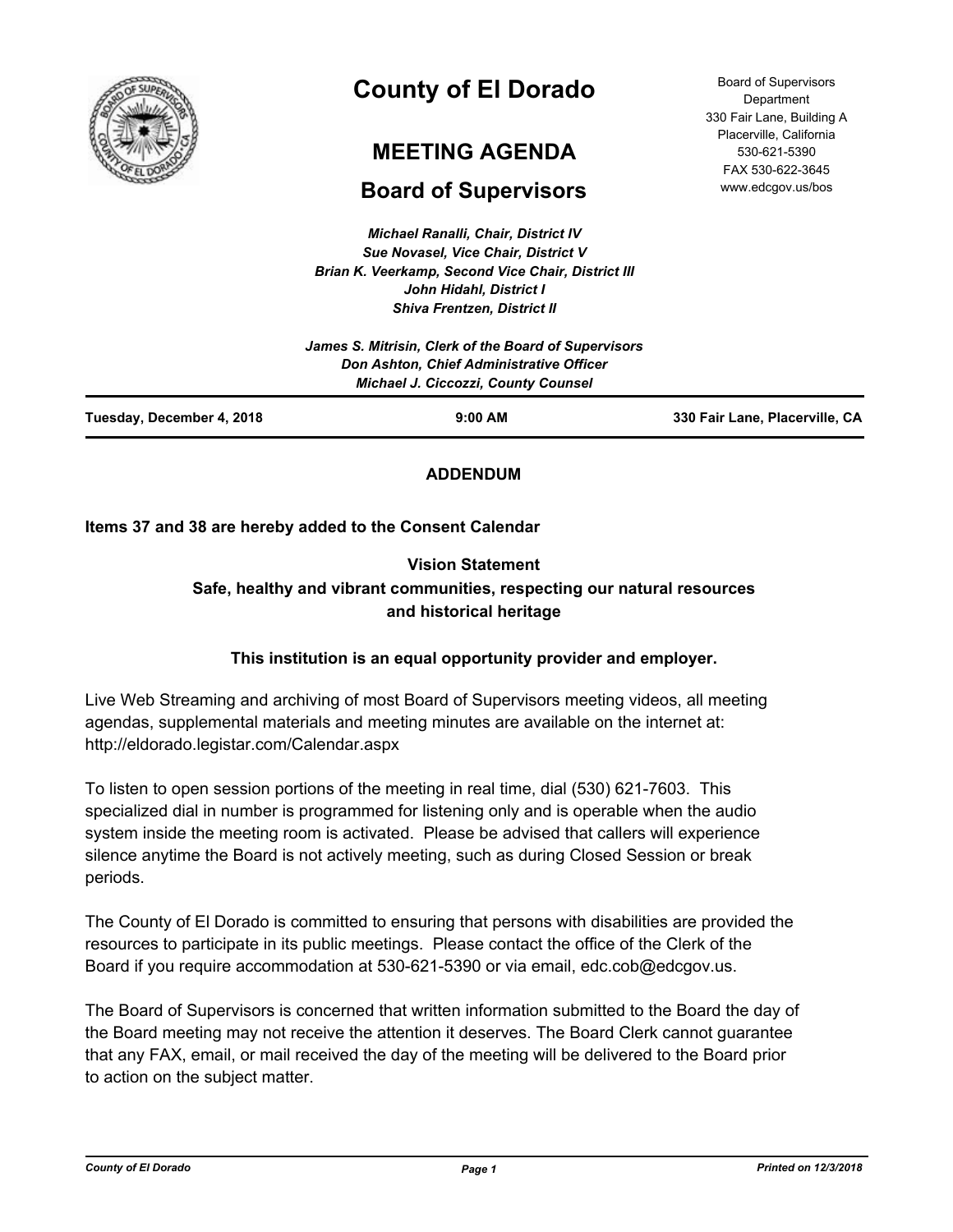# County of El Dorado

## MEETING AGENDA

## Board of Supervisors

Board of Supervisors Department
330 Fair Lane, Building A
Placerville, California
530-621-5390
FAX 530-622-3645
www.edcgov.us/bos

*Michael Ranalli, Chair, District IV*
*Sue Novasel, Vice Chair, District V*
*Brian K. Veerkamp, Second Vice Chair, District III*
*John Hidahl, District I*
*Shiva Frentzen, District II*

*James S. Mitrisin, Clerk of the Board of Supervisors*
*Don Ashton, Chief Administrative Officer*
*Michael J. Ciccozzi, County Counsel*

**Tuesday, December 4, 2018** | **9:00 AM** | **330 Fair Lane, Placerville, CA**

**ADDENDUM**

**Items 37 and 38 are hereby added to the Consent Calendar**

**Vision Statement**
**Safe, healthy and vibrant communities, respecting our natural resources and historical heritage**

**This institution is an equal opportunity provider and employer.**

Live Web Streaming and archiving of most Board of Supervisors meeting videos, all meeting agendas, supplemental materials and meeting minutes are available on the internet at: http://eldorado.legistar.com/Calendar.aspx

To listen to open session portions of the meeting in real time, dial (530) 621-7603. This specialized dial in number is programmed for listening only and is operable when the audio system inside the meeting room is activated. Please be advised that callers will experience silence anytime the Board is not actively meeting, such as during Closed Session or break periods.

The County of El Dorado is committed to ensuring that persons with disabilities are provided the resources to participate in its public meetings. Please contact the office of the Clerk of the Board if you require accommodation at 530-621-5390 or via email, edc.cob@edcgov.us.

The Board of Supervisors is concerned that written information submitted to the Board the day of the Board meeting may not receive the attention it deserves. The Board Clerk cannot guarantee that any FAX, email, or mail received the day of the meeting will be delivered to the Board prior to action on the subject matter.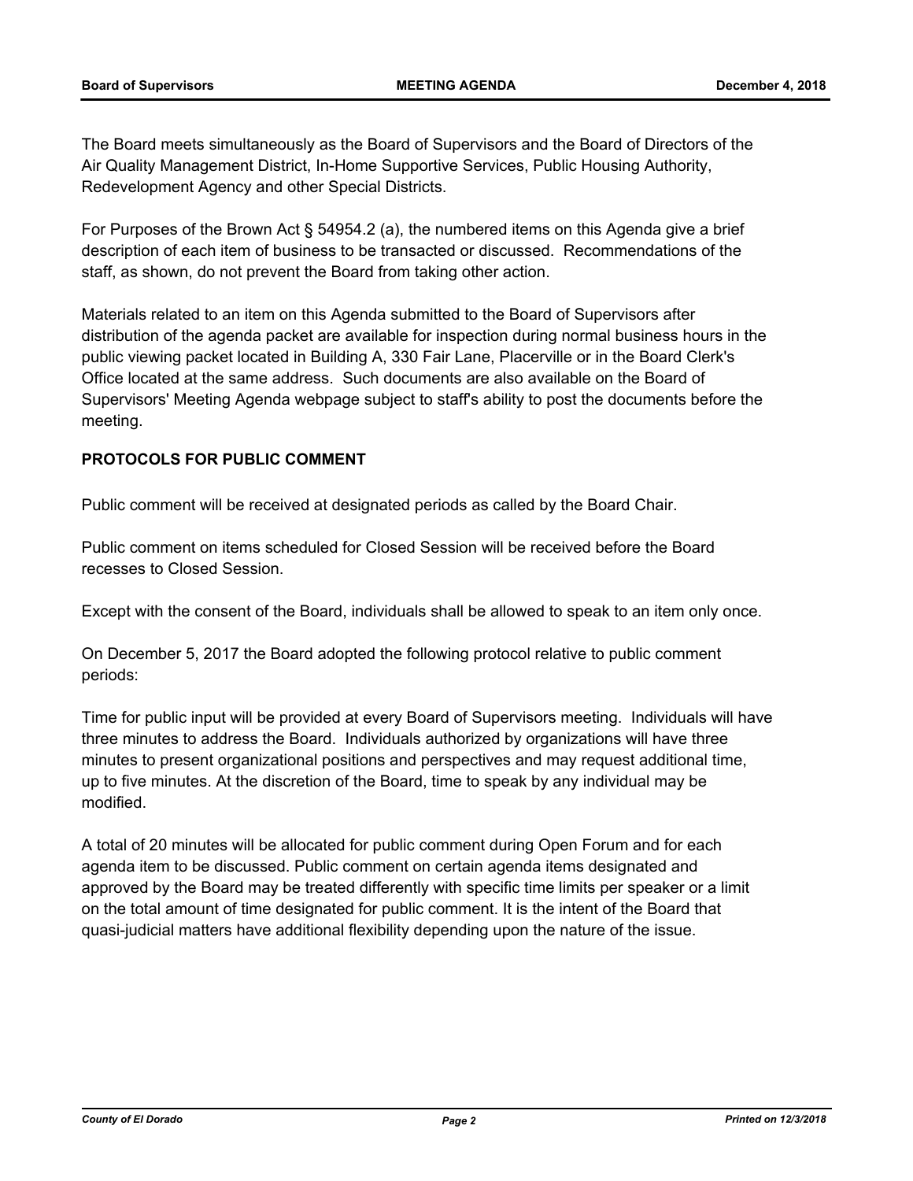The Board meets simultaneously as the Board of Supervisors and the Board of Directors of the Air Quality Management District, In-Home Supportive Services, Public Housing Authority, Redevelopment Agency and other Special Districts.

For Purposes of the Brown Act § 54954.2 (a), the numbered items on this Agenda give a brief description of each item of business to be transacted or discussed. Recommendations of the staff, as shown, do not prevent the Board from taking other action.

Materials related to an item on this Agenda submitted to the Board of Supervisors after distribution of the agenda packet are available for inspection during normal business hours in the public viewing packet located in Building A, 330 Fair Lane, Placerville or in the Board Clerk's Office located at the same address. Such documents are also available on the Board of Supervisors' Meeting Agenda webpage subject to staff's ability to post the documents before the meeting.

**PROTOCOLS FOR PUBLIC COMMENT**

Public comment will be received at designated periods as called by the Board Chair.

Public comment on items scheduled for Closed Session will be received before the Board recesses to Closed Session.

Except with the consent of the Board, individuals shall be allowed to speak to an item only once.

On December 5, 2017 the Board adopted the following protocol relative to public comment periods:

Time for public input will be provided at every Board of Supervisors meeting. Individuals will have three minutes to address the Board. Individuals authorized by organizations will have three minutes to present organizational positions and perspectives and may request additional time, up to five minutes. At the discretion of the Board, time to speak by any individual may be modified.

A total of 20 minutes will be allocated for public comment during Open Forum and for each agenda item to be discussed. Public comment on certain agenda items designated and approved by the Board may be treated differently with specific time limits per speaker or a limit on the total amount of time designated for public comment. It is the intent of the Board that quasi-judicial matters have additional flexibility depending upon the nature of the issue.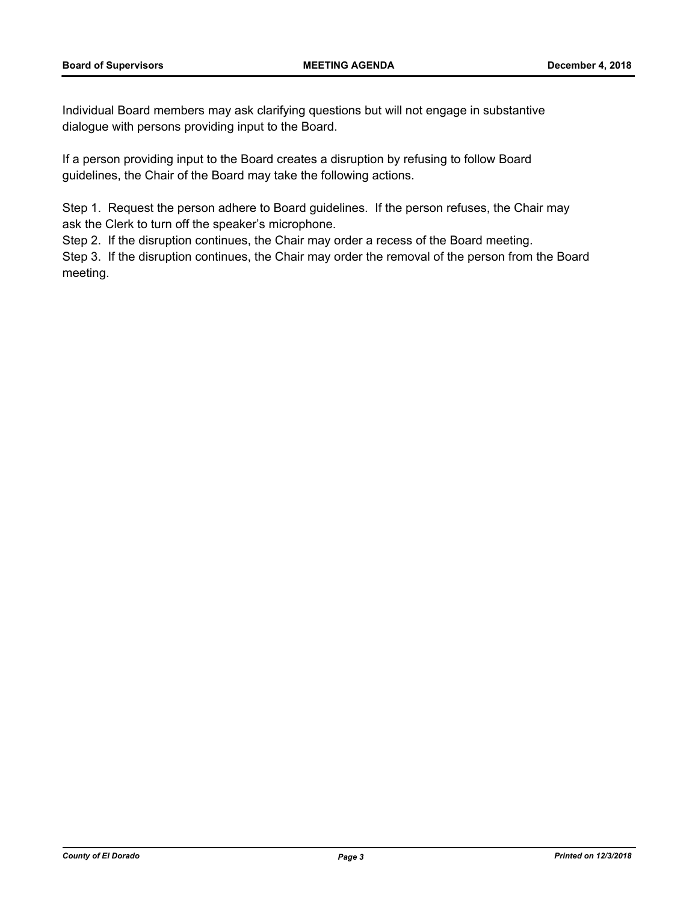Individual Board members may ask clarifying questions but will not engage in substantive dialogue with persons providing input to the Board.

If a person providing input to the Board creates a disruption by refusing to follow Board guidelines, the Chair of the Board may take the following actions.

Step 1. Request the person adhere to Board guidelines. If the person refuses, the Chair may ask the Clerk to turn off the speaker's microphone.

Step 2. If the disruption continues, the Chair may order a recess of the Board meeting.

Step 3. If the disruption continues, the Chair may order the removal of the person from the Board meeting.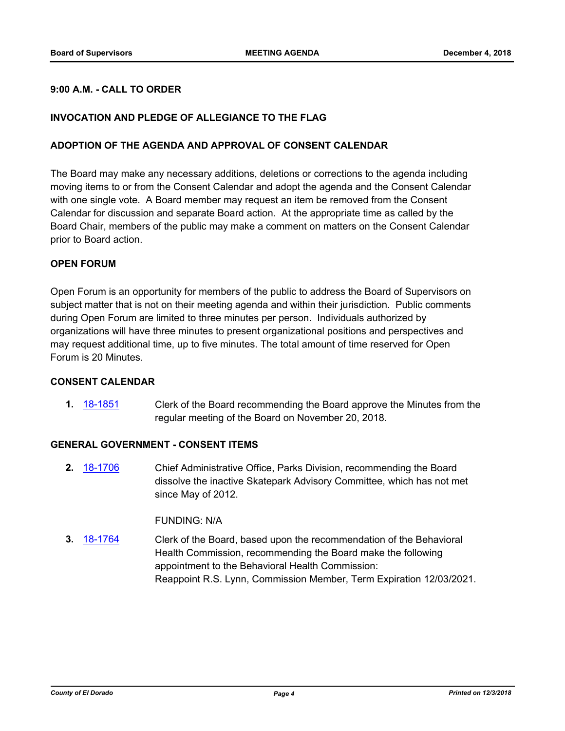**9:00 A.M. - CALL TO ORDER**

**INVOCATION AND PLEDGE OF ALLEGIANCE TO THE FLAG**

**ADOPTION OF THE AGENDA AND APPROVAL OF CONSENT CALENDAR**

The Board may make any necessary additions, deletions or corrections to the agenda including moving items to or from the Consent Calendar and adopt the agenda and the Consent Calendar with one single vote. A Board member may request an item be removed from the Consent Calendar for discussion and separate Board action. At the appropriate time as called by the Board Chair, members of the public may make a comment on matters on the Consent Calendar prior to Board action.

**OPEN FORUM**

Open Forum is an opportunity for members of the public to address the Board of Supervisors on subject matter that is not on their meeting agenda and within their jurisdiction. Public comments during Open Forum are limited to three minutes per person. Individuals authorized by organizations will have three minutes to present organizational positions and perspectives and may request additional time, up to five minutes. The total amount of time reserved for Open Forum is 20 Minutes.

**CONSENT CALENDAR**

**1.** 18-1851 Clerk of the Board recommending the Board approve the Minutes from the regular meeting of the Board on November 20, 2018.

**GENERAL GOVERNMENT - CONSENT ITEMS**

**2.** 18-1706 Chief Administrative Office, Parks Division, recommending the Board dissolve the inactive Skatepark Advisory Committee, which has not met since May of 2012.

FUNDING: N/A

**3.** 18-1764 Clerk of the Board, based upon the recommendation of the Behavioral Health Commission, recommending the Board make the following appointment to the Behavioral Health Commission:
Reappoint R.S. Lynn, Commission Member, Term Expiration 12/03/2021.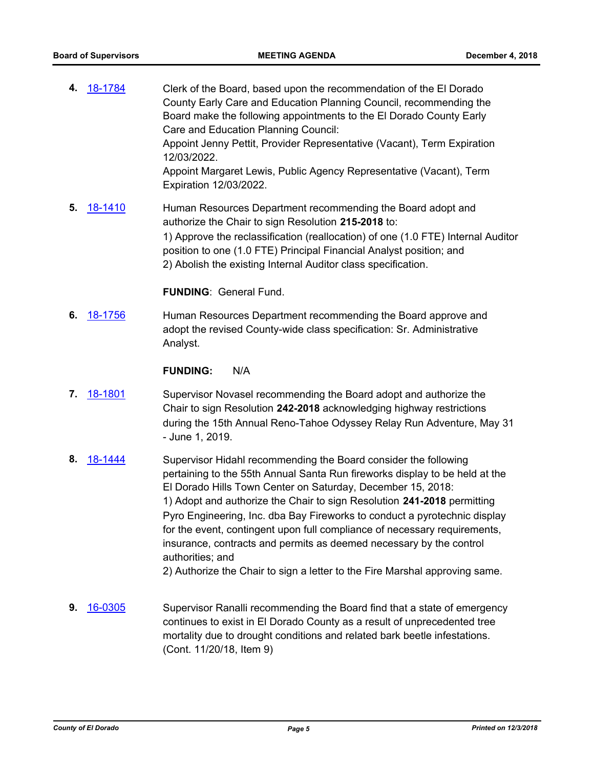**4.** 18-1784 Clerk of the Board, based upon the recommendation of the El Dorado County Early Care and Education Planning Council, recommending the Board make the following appointments to the El Dorado County Early Care and Education Planning Council:
Appoint Jenny Pettit, Provider Representative (Vacant), Term Expiration 12/03/2022.
Appoint Margaret Lewis, Public Agency Representative (Vacant), Term Expiration 12/03/2022.

**5.** 18-1410 Human Resources Department recommending the Board adopt and authorize the Chair to sign Resolution **215-2018** to:
1) Approve the reclassification (reallocation) of one (1.0 FTE) Internal Auditor position to one (1.0 FTE) Principal Financial Analyst position; and
2) Abolish the existing Internal Auditor class specification.

**FUNDING**: General Fund.

**6.** 18-1756 Human Resources Department recommending the Board approve and adopt the revised County-wide class specification: Sr. Administrative Analyst.

**FUNDING:** N/A

**7.** 18-1801 Supervisor Novasel recommending the Board adopt and authorize the Chair to sign Resolution **242-2018** acknowledging highway restrictions during the 15th Annual Reno-Tahoe Odyssey Relay Run Adventure, May 31 - June 1, 2019.

**8.** 18-1444 Supervisor Hidahl recommending the Board consider the following pertaining to the 55th Annual Santa Run fireworks display to be held at the El Dorado Hills Town Center on Saturday, December 15, 2018:
1) Adopt and authorize the Chair to sign Resolution **241-2018** permitting Pyro Engineering, Inc. dba Bay Fireworks to conduct a pyrotechnic display for the event, contingent upon full compliance of necessary requirements, insurance, contracts and permits as deemed necessary by the control authorities; and
2) Authorize the Chair to sign a letter to the Fire Marshal approving same.

**9.** 16-0305 Supervisor Ranalli recommending the Board find that a state of emergency continues to exist in El Dorado County as a result of unprecedented tree mortality due to drought conditions and related bark beetle infestations. (Cont. 11/20/18, Item 9)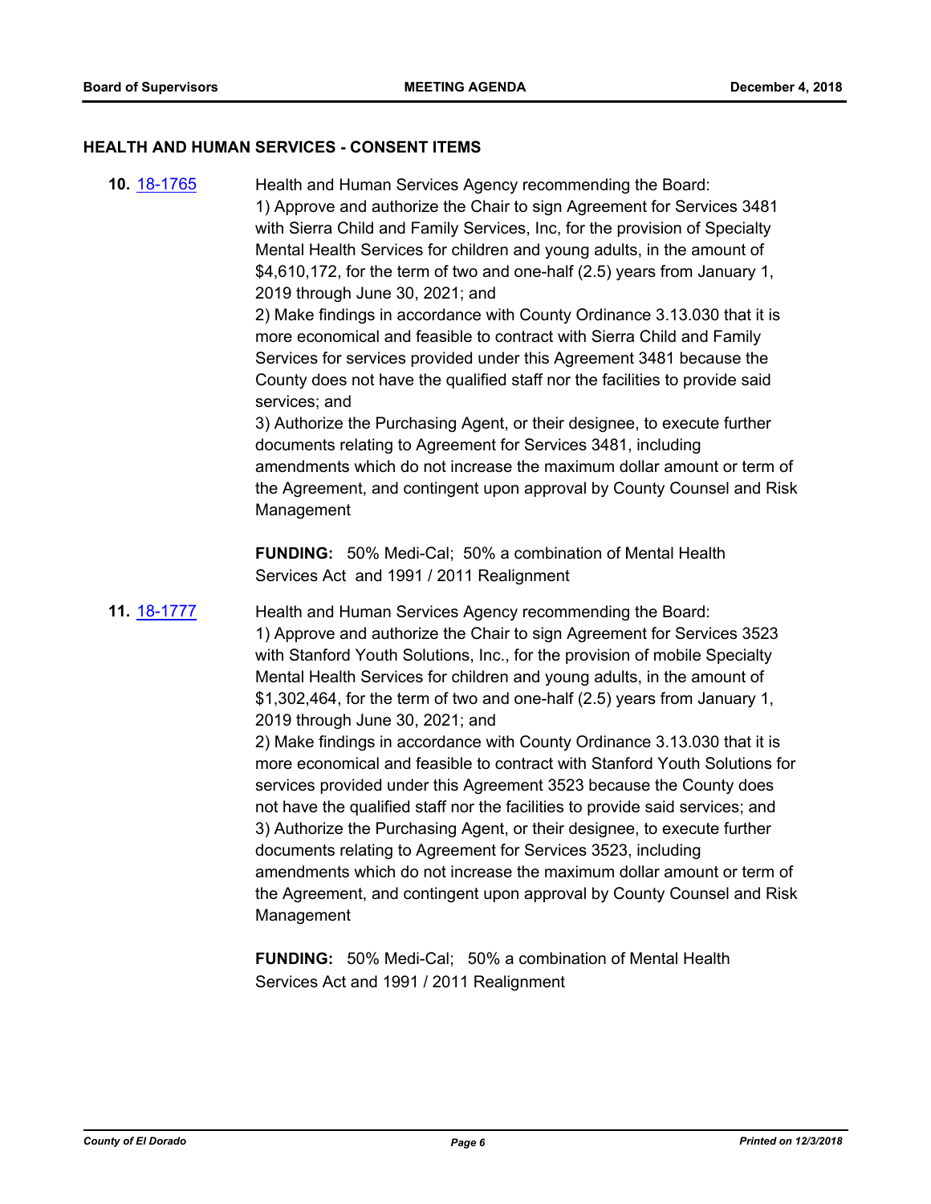### HEALTH AND HUMAN SERVICES - CONSENT ITEMS

**10.** [18-1765](18-1765) Health and Human Services Agency recommending the Board:

1) Approve and authorize the Chair to sign Agreement for Services 3481 with Sierra Child and Family Services, Inc, for the provision of Specialty Mental Health Services for children and young adults, in the amount of $4,610,172, for the term of two and one-half (2.5) years from January 1, 2019 through June 30, 2021; and
2) Make findings in accordance with County Ordinance 3.13.030 that it is more economical and feasible to contract with Sierra Child and Family Services for services provided under this Agreement 3481 because the County does not have the qualified staff nor the facilities to provide said services; and
3) Authorize the Purchasing Agent, or their designee, to execute further documents relating to Agreement for Services 3481, including amendments which do not increase the maximum dollar amount or term of the Agreement, and contingent upon approval by County Counsel and Risk Management

**FUNDING:** 50% Medi-Cal; 50% a combination of Mental Health Services Act and 1991 / 2011 Realignment

**11.** [18-1777](18-1777) Health and Human Services Agency recommending the Board:

1) Approve and authorize the Chair to sign Agreement for Services 3523 with Stanford Youth Solutions, Inc., for the provision of mobile Specialty Mental Health Services for children and young adults, in the amount of $1,302,464, for the term of two and one-half (2.5) years from January 1, 2019 through June 30, 2021; and
2) Make findings in accordance with County Ordinance 3.13.030 that it is more economical and feasible to contract with Stanford Youth Solutions for services provided under this Agreement 3523 because the County does not have the qualified staff nor the facilities to provide said services; and
3) Authorize the Purchasing Agent, or their designee, to execute further documents relating to Agreement for Services 3523, including amendments which do not increase the maximum dollar amount or term of the Agreement, and contingent upon approval by County Counsel and Risk Management

**FUNDING:** 50% Medi-Cal; 50% a combination of Mental Health Services Act and 1991 / 2011 Realignment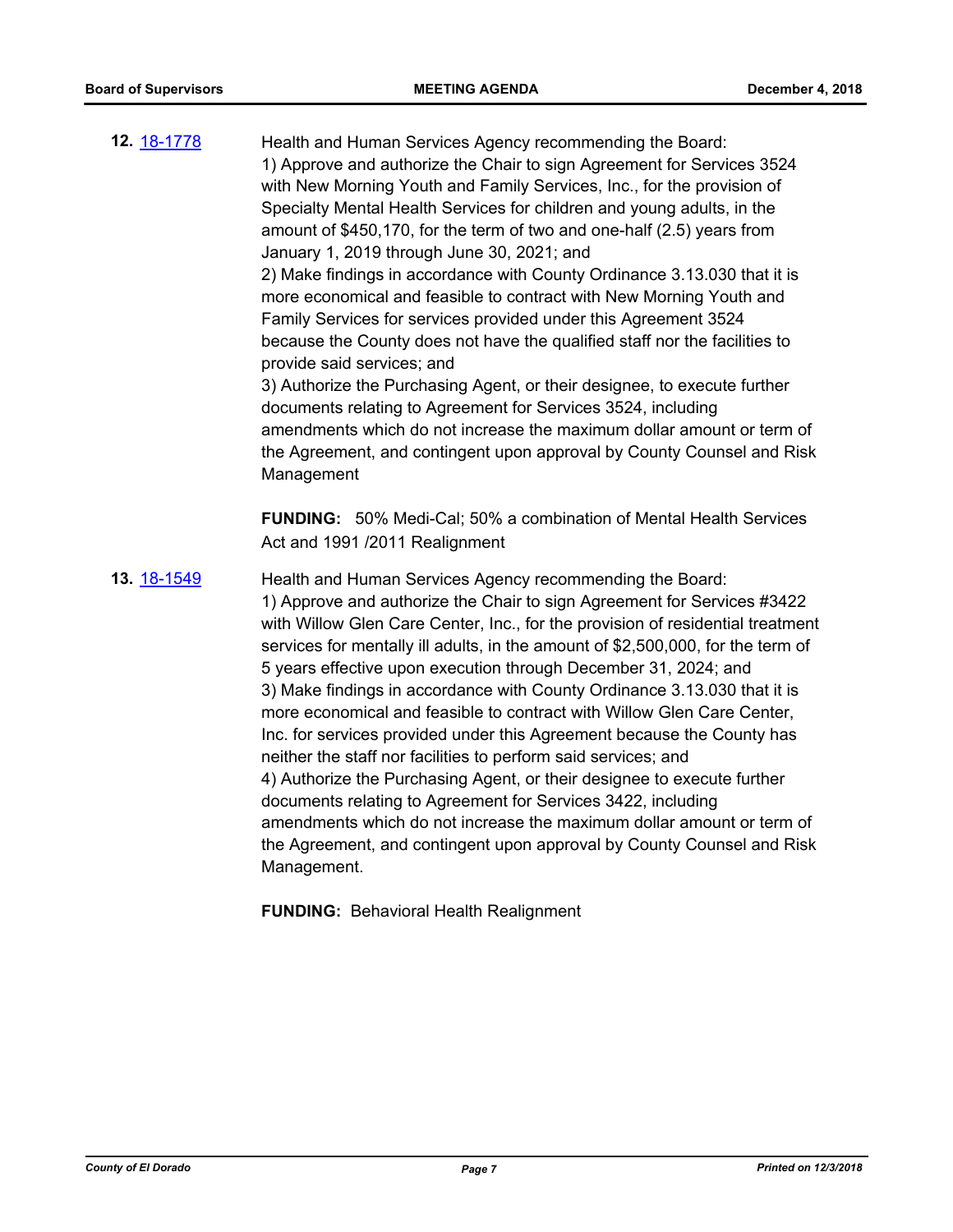**12.** [18-1778](18-1778)

Health and Human Services Agency recommending the Board:
1) Approve and authorize the Chair to sign Agreement for Services 3524 with New Morning Youth and Family Services, Inc., for the provision of Specialty Mental Health Services for children and young adults, in the amount of $450,170, for the term of two and one-half (2.5) years from January 1, 2019 through June 30, 2021; and
2) Make findings in accordance with County Ordinance 3.13.030 that it is more economical and feasible to contract with New Morning Youth and Family Services for services provided under this Agreement 3524 because the County does not have the qualified staff nor the facilities to provide said services; and
3) Authorize the Purchasing Agent, or their designee, to execute further documents relating to Agreement for Services 3524, including amendments which do not increase the maximum dollar amount or term of the Agreement, and contingent upon approval by County Counsel and Risk Management

**FUNDING:** 50% Medi-Cal; 50% a combination of Mental Health Services Act and 1991 /2011 Realignment

**13.** [18-1549](18-1549)

Health and Human Services Agency recommending the Board:
1) Approve and authorize the Chair to sign Agreement for Services #3422 with Willow Glen Care Center, Inc., for the provision of residential treatment services for mentally ill adults, in the amount of $2,500,000, for the term of 5 years effective upon execution through December 31, 2024; and
3) Make findings in accordance with County Ordinance 3.13.030 that it is more economical and feasible to contract with Willow Glen Care Center, Inc. for services provided under this Agreement because the County has neither the staff nor facilities to perform said services; and
4) Authorize the Purchasing Agent, or their designee to execute further documents relating to Agreement for Services 3422, including amendments which do not increase the maximum dollar amount or term of the Agreement, and contingent upon approval by County Counsel and Risk Management.

**FUNDING:** Behavioral Health Realignment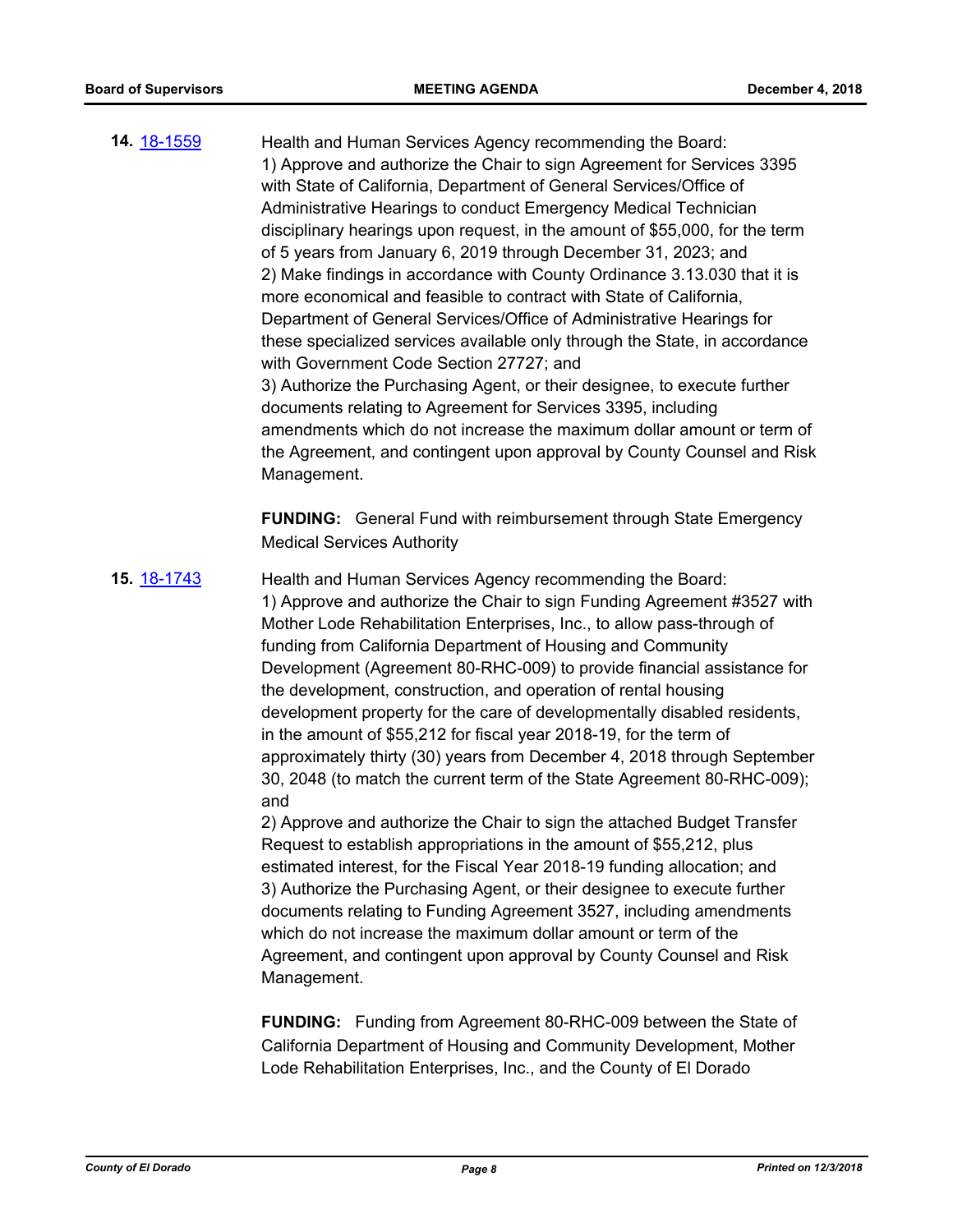**14.** [18-1559](18-1559)

Health and Human Services Agency recommending the Board:
1) Approve and authorize the Chair to sign Agreement for Services 3395 with State of California, Department of General Services/Office of Administrative Hearings to conduct Emergency Medical Technician disciplinary hearings upon request, in the amount of $55,000, for the term of 5 years from January 6, 2019 through December 31, 2023; and
2) Make findings in accordance with County Ordinance 3.13.030 that it is more economical and feasible to contract with State of California, Department of General Services/Office of Administrative Hearings for these specialized services available only through the State, in accordance with Government Code Section 27727; and
3) Authorize the Purchasing Agent, or their designee, to execute further documents relating to Agreement for Services 3395, including amendments which do not increase the maximum dollar amount or term of the Agreement, and contingent upon approval by County Counsel and Risk Management.

**FUNDING:** General Fund with reimbursement through State Emergency Medical Services Authority

**15.** [18-1743](18-1743)

Health and Human Services Agency recommending the Board:
1) Approve and authorize the Chair to sign Funding Agreement #3527 with Mother Lode Rehabilitation Enterprises, Inc., to allow pass-through of funding from California Department of Housing and Community Development (Agreement 80-RHC-009) to provide financial assistance for the development, construction, and operation of rental housing development property for the care of developmentally disabled residents, in the amount of $55,212 for fiscal year 2018-19, for the term of approximately thirty (30) years from December 4, 2018 through September 30, 2048 (to match the current term of the State Agreement 80-RHC-009); and
2) Approve and authorize the Chair to sign the attached Budget Transfer Request to establish appropriations in the amount of $55,212, plus estimated interest, for the Fiscal Year 2018-19 funding allocation; and
3) Authorize the Purchasing Agent, or their designee to execute further documents relating to Funding Agreement 3527, including amendments which do not increase the maximum dollar amount or term of the Agreement, and contingent upon approval by County Counsel and Risk Management.

**FUNDING:** Funding from Agreement 80-RHC-009 between the State of California Department of Housing and Community Development, Mother Lode Rehabilitation Enterprises, Inc., and the County of El Dorado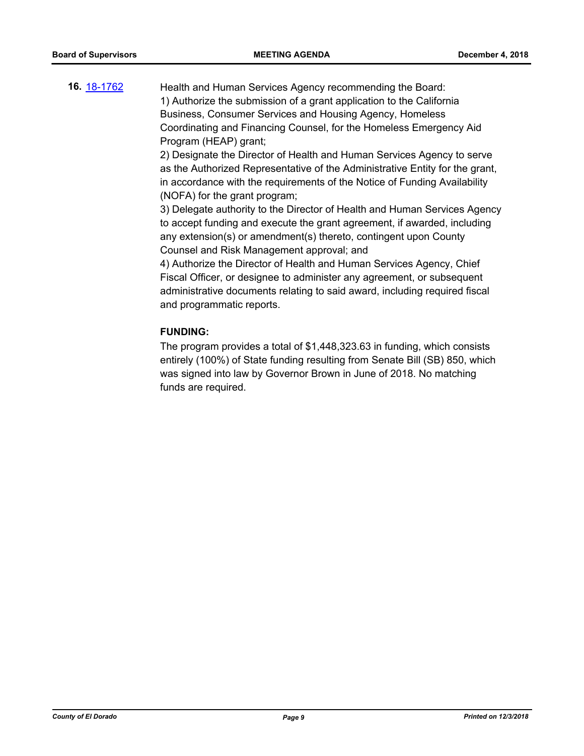**16.** [18-1762](18-1762)

Health and Human Services Agency recommending the Board:
1) Authorize the submission of a grant application to the California Business, Consumer Services and Housing Agency, Homeless Coordinating and Financing Counsel, for the Homeless Emergency Aid Program (HEAP) grant;
2) Designate the Director of Health and Human Services Agency to serve as the Authorized Representative of the Administrative Entity for the grant, in accordance with the requirements of the Notice of Funding Availability (NOFA) for the grant program;
3) Delegate authority to the Director of Health and Human Services Agency to accept funding and execute the grant agreement, if awarded, including any extension(s) or amendment(s) thereto, contingent upon County Counsel and Risk Management approval; and
4) Authorize the Director of Health and Human Services Agency, Chief Fiscal Officer, or designee to administer any agreement, or subsequent administrative documents relating to said award, including required fiscal and programmatic reports.

**FUNDING:**

The program provides a total of $1,448,323.63 in funding, which consists entirely (100%) of State funding resulting from Senate Bill (SB) 850, which was signed into law by Governor Brown in June of 2018. No matching funds are required.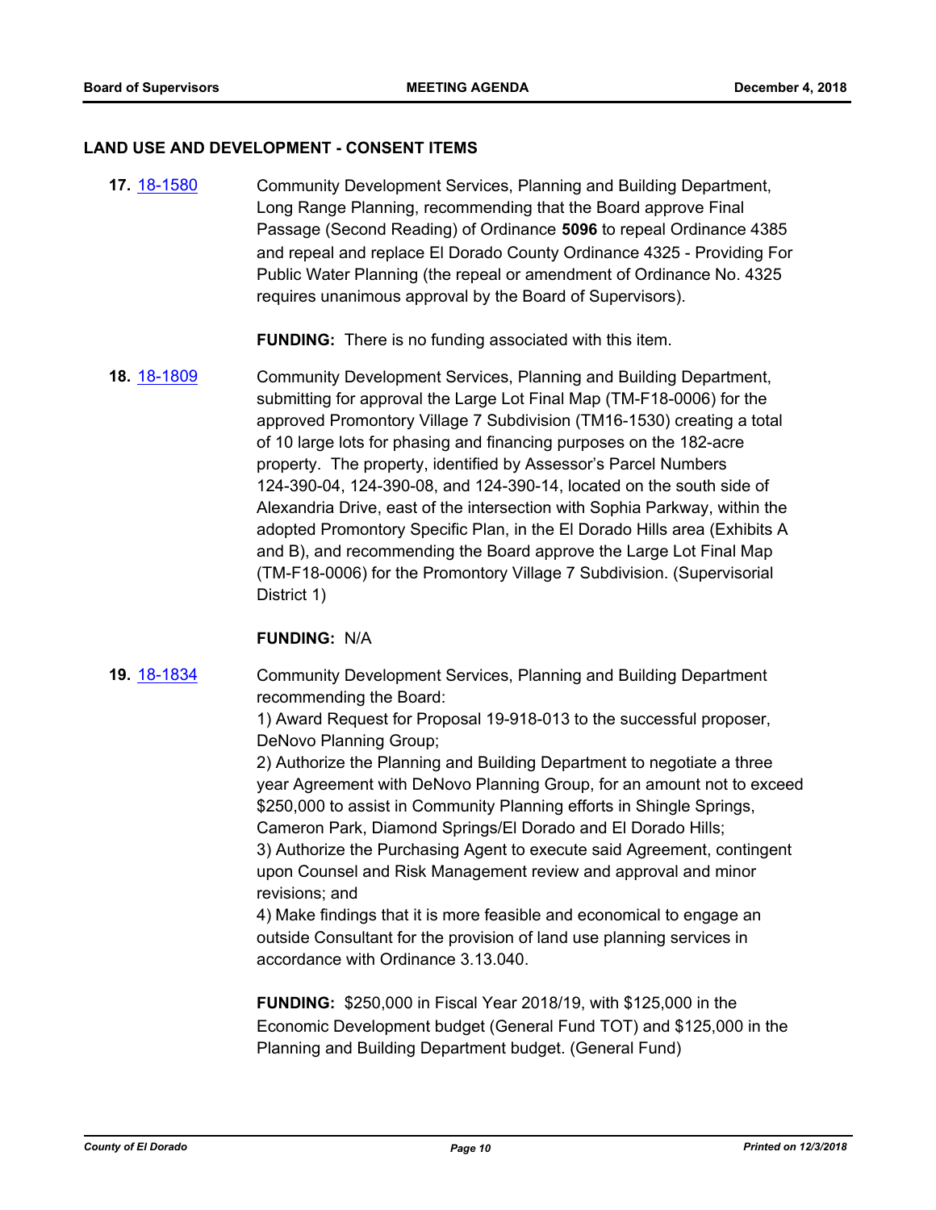## LAND USE AND DEVELOPMENT - CONSENT ITEMS

**17.** 18-1580

Community Development Services, Planning and Building Department, Long Range Planning, recommending that the Board approve Final Passage (Second Reading) of Ordinance **5096** to repeal Ordinance 4385 and repeal and replace El Dorado County Ordinance 4325 - Providing For Public Water Planning (the repeal or amendment of Ordinance No. 4325 requires unanimous approval by the Board of Supervisors).

**FUNDING:** There is no funding associated with this item.

**18.** 18-1809

Community Development Services, Planning and Building Department, submitting for approval the Large Lot Final Map (TM-F18-0006) for the approved Promontory Village 7 Subdivision (TM16-1530) creating a total of 10 large lots for phasing and financing purposes on the 182-acre property. The property, identified by Assessor's Parcel Numbers 124-390-04, 124-390-08, and 124-390-14, located on the south side of Alexandria Drive, east of the intersection with Sophia Parkway, within the adopted Promontory Specific Plan, in the El Dorado Hills area (Exhibits A and B), and recommending the Board approve the Large Lot Final Map (TM-F18-0006) for the Promontory Village 7 Subdivision. (Supervisorial District 1)

**FUNDING:** N/A

**19.** 18-1834

Community Development Services, Planning and Building Department recommending the Board:

1) Award Request for Proposal 19-918-013 to the successful proposer, DeNovo Planning Group;

2) Authorize the Planning and Building Department to negotiate a three year Agreement with DeNovo Planning Group, for an amount not to exceed $250,000 to assist in Community Planning efforts in Shingle Springs, Cameron Park, Diamond Springs/El Dorado and El Dorado Hills;

3) Authorize the Purchasing Agent to execute said Agreement, contingent upon Counsel and Risk Management review and approval and minor revisions; and

4) Make findings that it is more feasible and economical to engage an outside Consultant for the provision of land use planning services in accordance with Ordinance 3.13.040.

**FUNDING:** $250,000 in Fiscal Year 2018/19, with $125,000 in the Economic Development budget (General Fund TOT) and $125,000 in the Planning and Building Department budget. (General Fund)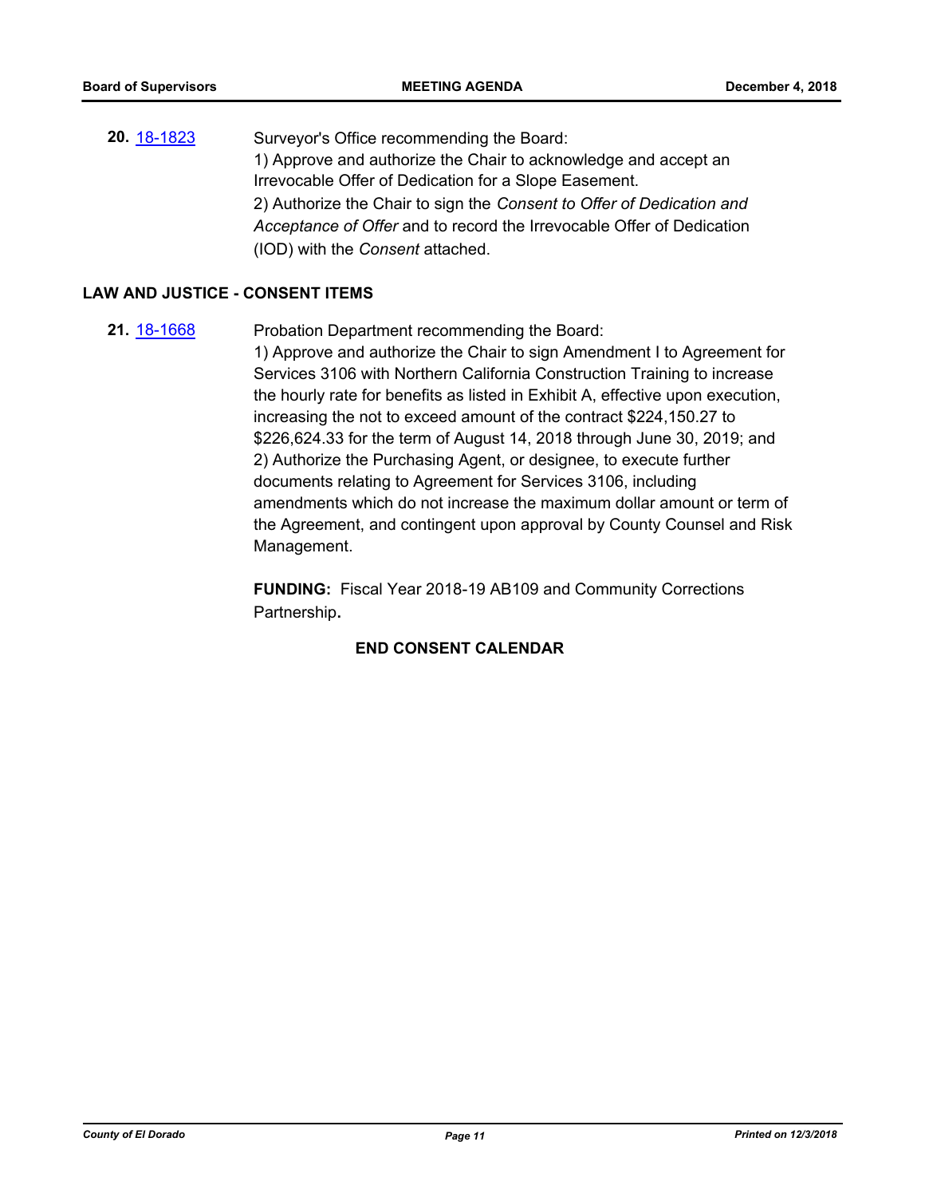**20.** [18-1823](#) Surveyor's Office recommending the Board:
1) Approve and authorize the Chair to acknowledge and accept an Irrevocable Offer of Dedication for a Slope Easement.
2) Authorize the Chair to sign the *Consent to Offer of Dedication and Acceptance of Offer* and to record the Irrevocable Offer of Dedication (IOD) with the *Consent* attached.

**LAW AND JUSTICE - CONSENT ITEMS**

**21.** [18-1668](#) Probation Department recommending the Board:
1) Approve and authorize the Chair to sign Amendment I to Agreement for Services 3106 with Northern California Construction Training to increase the hourly rate for benefits as listed in Exhibit A, effective upon execution, increasing the not to exceed amount of the contract $224,150.27 to $226,624.33 for the term of August 14, 2018 through June 30, 2019; and
2) Authorize the Purchasing Agent, or designee, to execute further documents relating to Agreement for Services 3106, including amendments which do not increase the maximum dollar amount or term of the Agreement, and contingent upon approval by County Counsel and Risk Management.

**FUNDING:** Fiscal Year 2018-19 AB109 and Community Corrections Partnership.

**END CONSENT CALENDAR**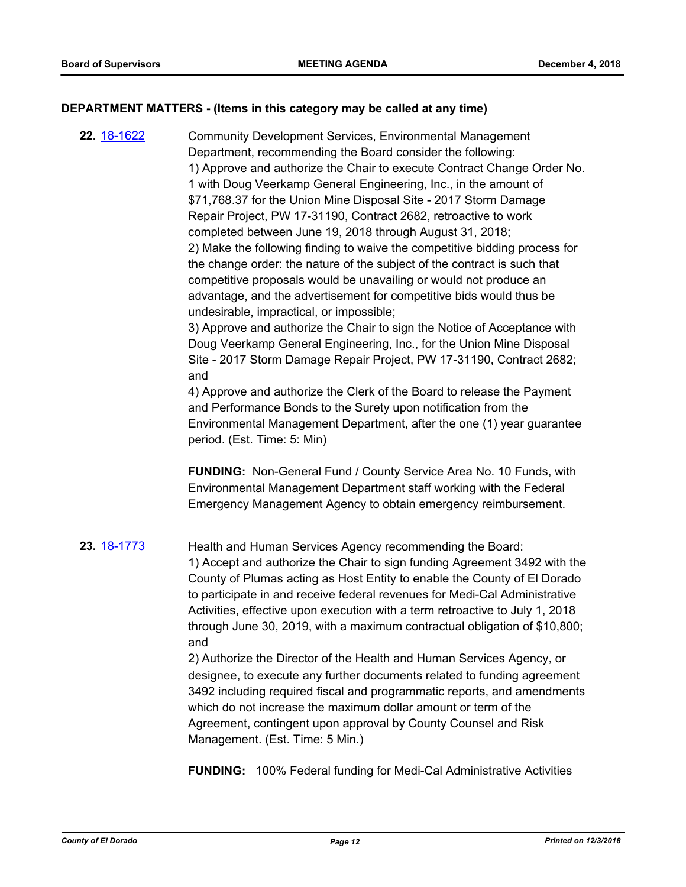## DEPARTMENT MATTERS - (Items in this category may be called at any time)

**22.** [18-1622]

Community Development Services, Environmental Management Department, recommending the Board consider the following:

1) Approve and authorize the Chair to execute Contract Change Order No. 1 with Doug Veerkamp General Engineering, Inc., in the amount of $71,768.37 for the Union Mine Disposal Site - 2017 Storm Damage Repair Project, PW 17-31190, Contract 2682, retroactive to work completed between June 19, 2018 through August 31, 2018;

2) Make the following finding to waive the competitive bidding process for the change order: the nature of the subject of the contract is such that competitive proposals would be unavailing or would not produce an advantage, and the advertisement for competitive bids would thus be undesirable, impractical, or impossible;

3) Approve and authorize the Chair to sign the Notice of Acceptance with Doug Veerkamp General Engineering, Inc., for the Union Mine Disposal Site - 2017 Storm Damage Repair Project, PW 17-31190, Contract 2682; and

4) Approve and authorize the Clerk of the Board to release the Payment and Performance Bonds to the Surety upon notification from the Environmental Management Department, after the one (1) year guarantee period. (Est. Time: 5: Min)

**FUNDING:** Non-General Fund / County Service Area No. 10 Funds, with Environmental Management Department staff working with the Federal Emergency Management Agency to obtain emergency reimbursement.

**23.** [18-1773]

Health and Human Services Agency recommending the Board:

1) Accept and authorize the Chair to sign funding Agreement 3492 with the County of Plumas acting as Host Entity to enable the County of El Dorado to participate in and receive federal revenues for Medi-Cal Administrative Activities, effective upon execution with a term retroactive to July 1, 2018 through June 30, 2019, with a maximum contractual obligation of $10,800; and

2) Authorize the Director of the Health and Human Services Agency, or designee, to execute any further documents related to funding agreement 3492 including required fiscal and programmatic reports, and amendments which do not increase the maximum dollar amount or term of the Agreement, contingent upon approval by County Counsel and Risk Management. (Est. Time: 5 Min.)

**FUNDING:** 100% Federal funding for Medi-Cal Administrative Activities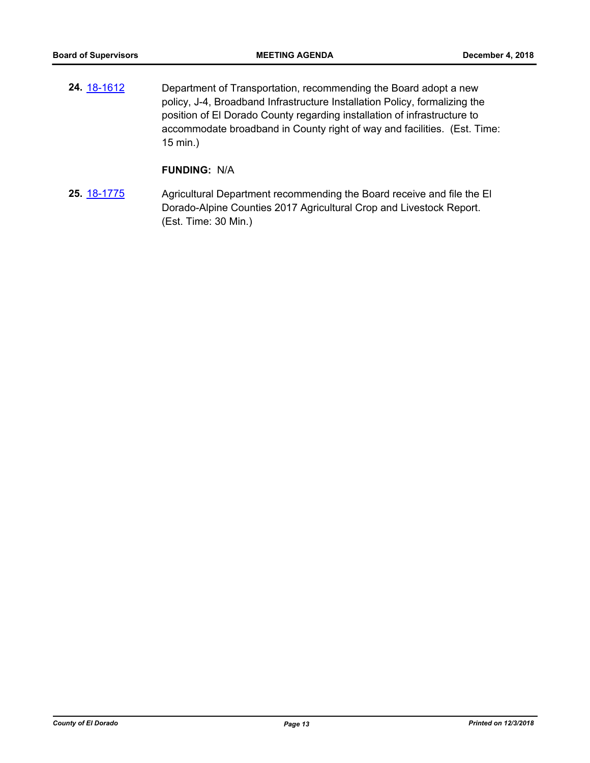**24.** 18-1612 Department of Transportation, recommending the Board adopt a new policy, J-4, Broadband Infrastructure Installation Policy, formalizing the position of El Dorado County regarding installation of infrastructure to accommodate broadband in County right of way and facilities. (Est. Time: 15 min.)

**FUNDING:** N/A

**25.** 18-1775 Agricultural Department recommending the Board receive and file the El Dorado-Alpine Counties 2017 Agricultural Crop and Livestock Report. (Est. Time: 30 Min.)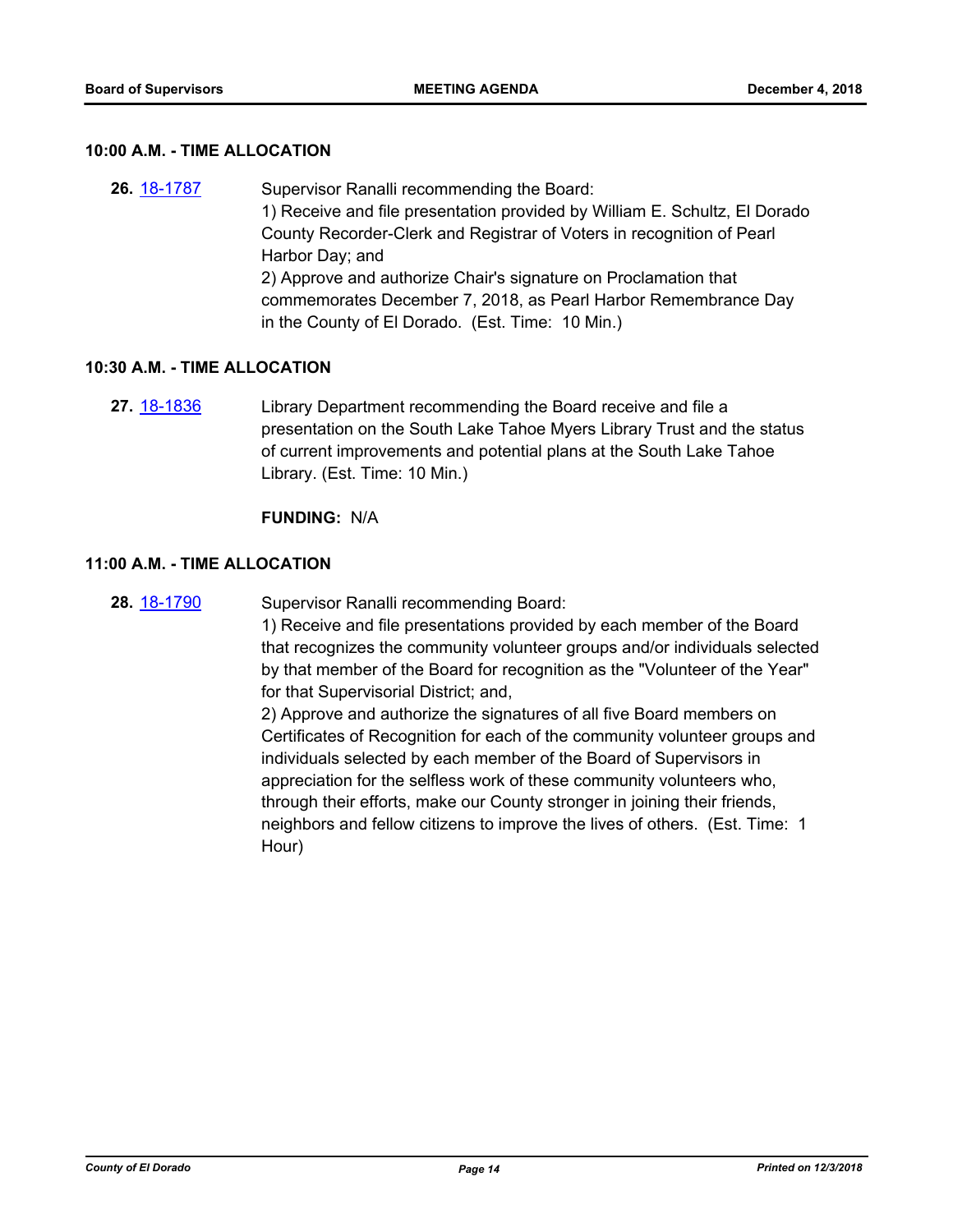### 10:00 A.M. - TIME ALLOCATION

**26.** 18-1787 Supervisor Ranalli recommending the Board:
1) Receive and file presentation provided by William E. Schultz, El Dorado County Recorder-Clerk and Registrar of Voters in recognition of Pearl Harbor Day; and
2) Approve and authorize Chair's signature on Proclamation that commemorates December 7, 2018, as Pearl Harbor Remembrance Day in the County of El Dorado. (Est. Time: 10 Min.)

### 10:30 A.M. - TIME ALLOCATION

**27.** 18-1836 Library Department recommending the Board receive and file a presentation on the South Lake Tahoe Myers Library Trust and the status of current improvements and potential plans at the South Lake Tahoe Library. (Est. Time: 10 Min.)

**FUNDING:** N/A

### 11:00 A.M. - TIME ALLOCATION

**28.** 18-1790 Supervisor Ranalli recommending Board:
1) Receive and file presentations provided by each member of the Board that recognizes the community volunteer groups and/or individuals selected by that member of the Board for recognition as the "Volunteer of the Year" for that Supervisorial District; and,
2) Approve and authorize the signatures of all five Board members on Certificates of Recognition for each of the community volunteer groups and individuals selected by each member of the Board of Supervisors in appreciation for the selfless work of these community volunteers who, through their efforts, make our County stronger in joining their friends, neighbors and fellow citizens to improve the lives of others. (Est. Time: 1 Hour)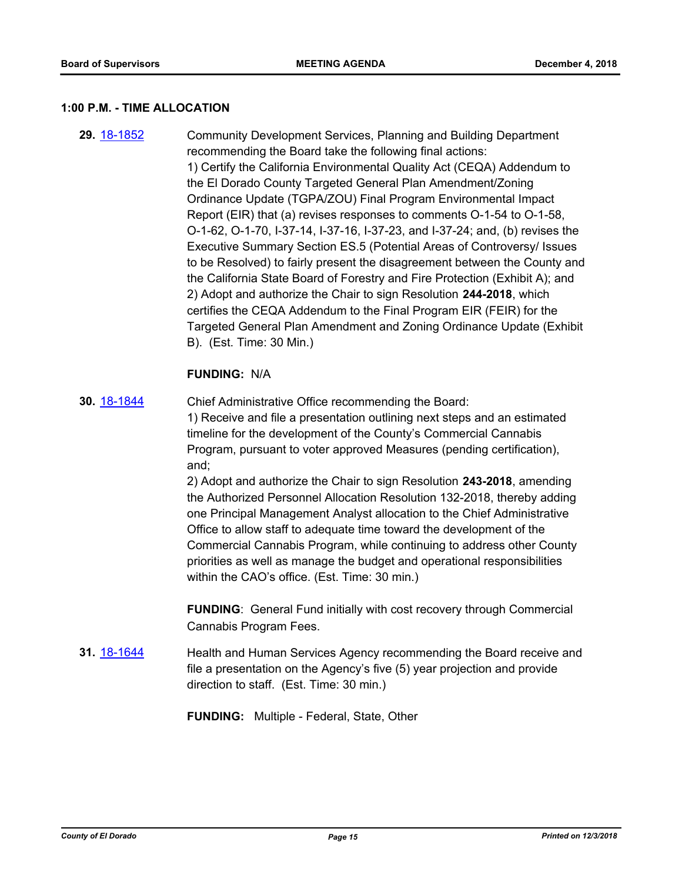### 1:00 P.M. - TIME ALLOCATION

**29.** 18-1852

Community Development Services, Planning and Building Department recommending the Board take the following final actions:
1) Certify the California Environmental Quality Act (CEQA) Addendum to the El Dorado County Targeted General Plan Amendment/Zoning Ordinance Update (TGPA/ZOU) Final Program Environmental Impact Report (EIR) that (a) revises responses to comments O-1-54 to O-1-58, O-1-62, O-1-70, I-37-14, I-37-16, I-37-23, and I-37-24; and, (b) revises the Executive Summary Section ES.5 (Potential Areas of Controversy/ Issues to be Resolved) to fairly present the disagreement between the County and the California State Board of Forestry and Fire Protection (Exhibit A); and
2) Adopt and authorize the Chair to sign Resolution **244-2018**, which certifies the CEQA Addendum to the Final Program EIR (FEIR) for the Targeted General Plan Amendment and Zoning Ordinance Update (Exhibit B). (Est. Time: 30 Min.)

**FUNDING:** N/A

**30.** 18-1844

Chief Administrative Office recommending the Board:
1) Receive and file a presentation outlining next steps and an estimated timeline for the development of the County's Commercial Cannabis Program, pursuant to voter approved Measures (pending certification), and;
2) Adopt and authorize the Chair to sign Resolution **243-2018**, amending the Authorized Personnel Allocation Resolution 132-2018, thereby adding one Principal Management Analyst allocation to the Chief Administrative Office to allow staff to adequate time toward the development of the Commercial Cannabis Program, while continuing to address other County priorities as well as manage the budget and operational responsibilities within the CAO's office. (Est. Time: 30 min.)

**FUNDING**: General Fund initially with cost recovery through Commercial Cannabis Program Fees.

**31.** 18-1644

Health and Human Services Agency recommending the Board receive and file a presentation on the Agency's five (5) year projection and provide direction to staff. (Est. Time: 30 min.)

**FUNDING:** Multiple - Federal, State, Other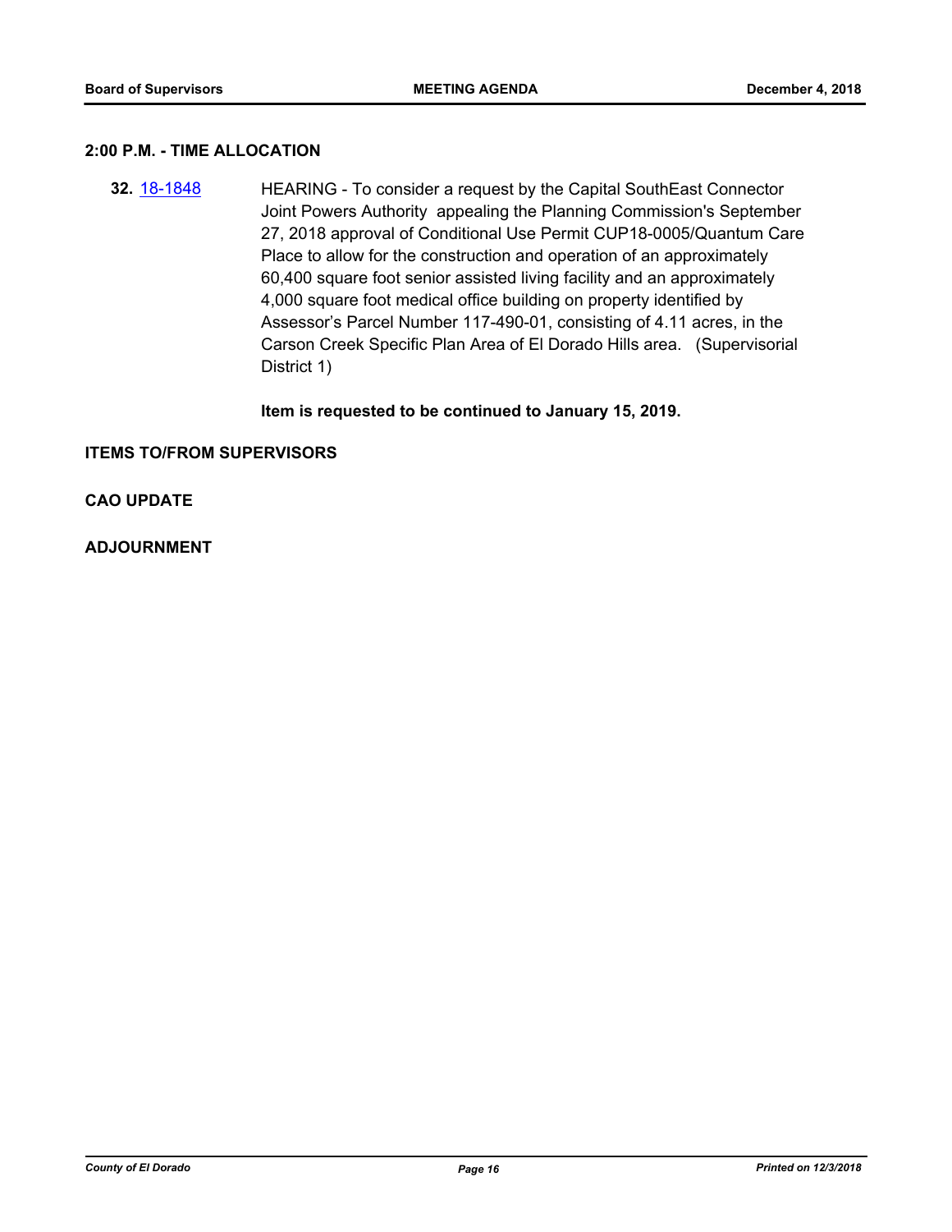**2:00 P.M. - TIME ALLOCATION**

**32.** [18-1848](18-1848) HEARING - To consider a request by the Capital SouthEast Connector Joint Powers Authority appealing the Planning Commission's September 27, 2018 approval of Conditional Use Permit CUP18-0005/Quantum Care Place to allow for the construction and operation of an approximately 60,400 square foot senior assisted living facility and an approximately 4,000 square foot medical office building on property identified by Assessor's Parcel Number 117-490-01, consisting of 4.11 acres, in the Carson Creek Specific Plan Area of El Dorado Hills area. (Supervisorial District 1)

**Item is requested to be continued to January 15, 2019.**

**ITEMS TO/FROM SUPERVISORS**

**CAO UPDATE**

**ADJOURNMENT**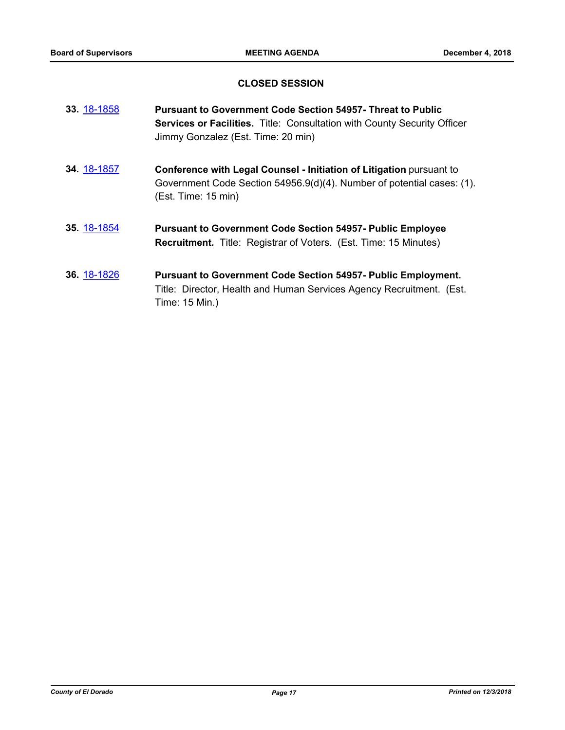## CLOSED SESSION

**33.** 18-1858 **Pursuant to Government Code Section 54957- Threat to Public Services or Facilities.** Title: Consultation with County Security Officer Jimmy Gonzalez (Est. Time: 20 min)

**34.** 18-1857 **Conference with Legal Counsel - Initiation of Litigation** pursuant to Government Code Section 54956.9(d)(4). Number of potential cases: (1). (Est. Time: 15 min)

**35.** 18-1854 **Pursuant to Government Code Section 54957- Public Employee Recruitment.** Title: Registrar of Voters. (Est. Time: 15 Minutes)

**36.** 18-1826 **Pursuant to Government Code Section 54957- Public Employment.** Title: Director, Health and Human Services Agency Recruitment. (Est. Time: 15 Min.)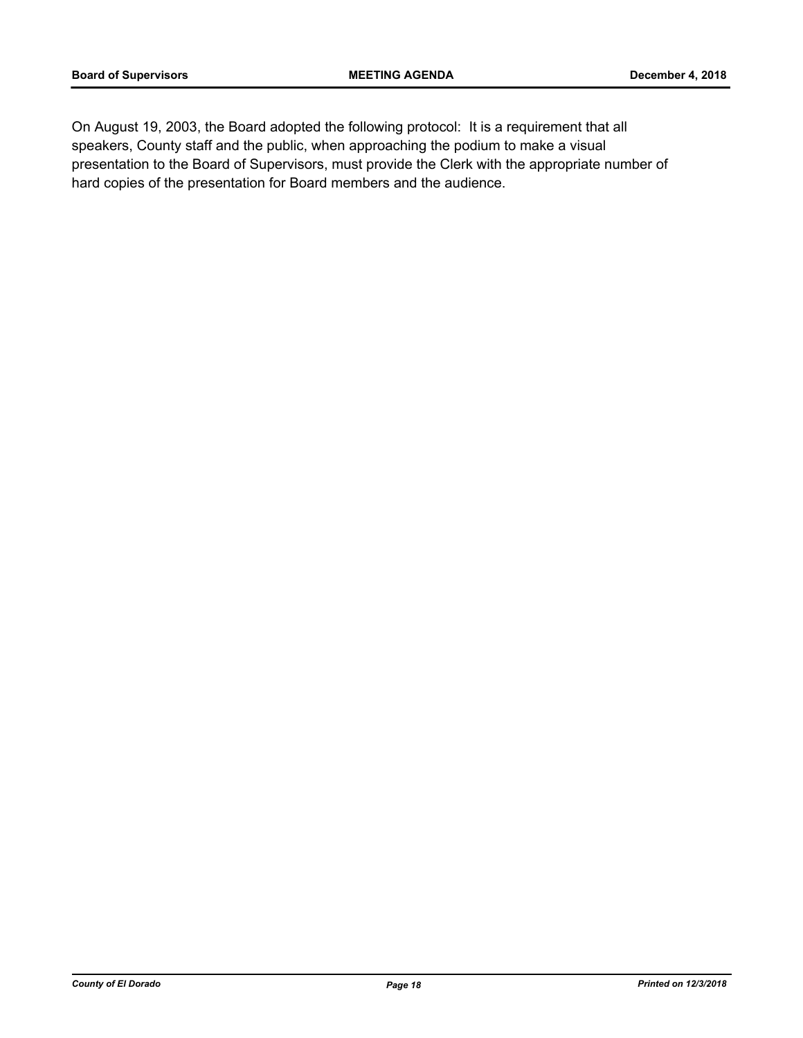On August 19, 2003, the Board adopted the following protocol:  It is a requirement that all speakers, County staff and the public, when approaching the podium to make a visual presentation to the Board of Supervisors, must provide the Clerk with the appropriate number of hard copies of the presentation for Board members and the audience.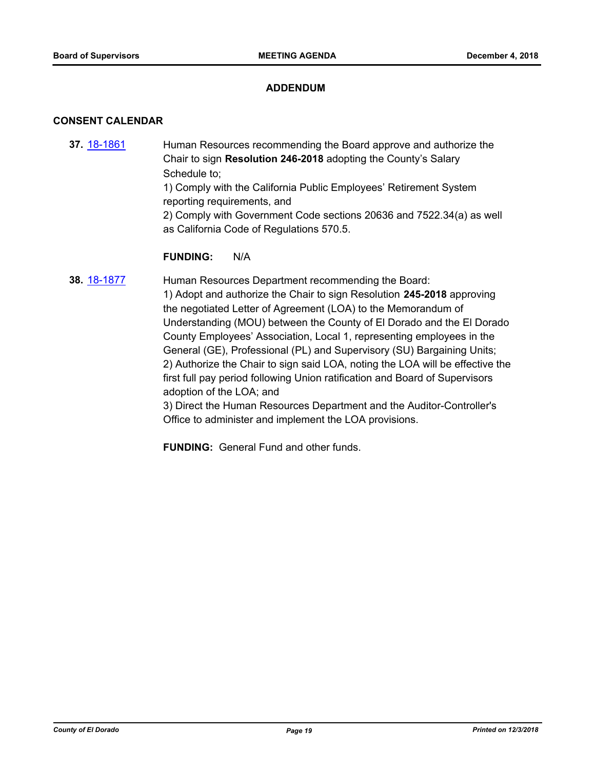## ADDENDUM

### CONSENT CALENDAR

**37.** [18-1861](18-1861) Human Resources recommending the Board approve and authorize the Chair to sign **Resolution 246-2018** adopting the County's Salary Schedule to;
1) Comply with the California Public Employees' Retirement System reporting requirements, and
2) Comply with Government Code sections 20636 and 7522.34(a) as well as California Code of Regulations 570.5.

**FUNDING:** N/A

**38.** [18-1877](18-1877) Human Resources Department recommending the Board:
1) Adopt and authorize the Chair to sign Resolution **245-2018** approving the negotiated Letter of Agreement (LOA) to the Memorandum of Understanding (MOU) between the County of El Dorado and the El Dorado County Employees' Association, Local 1, representing employees in the General (GE), Professional (PL) and Supervisory (SU) Bargaining Units;
2) Authorize the Chair to sign said LOA, noting the LOA will be effective the first full pay period following Union ratification and Board of Supervisors adoption of the LOA; and
3) Direct the Human Resources Department and the Auditor-Controller's Office to administer and implement the LOA provisions.

**FUNDING:** General Fund and other funds.